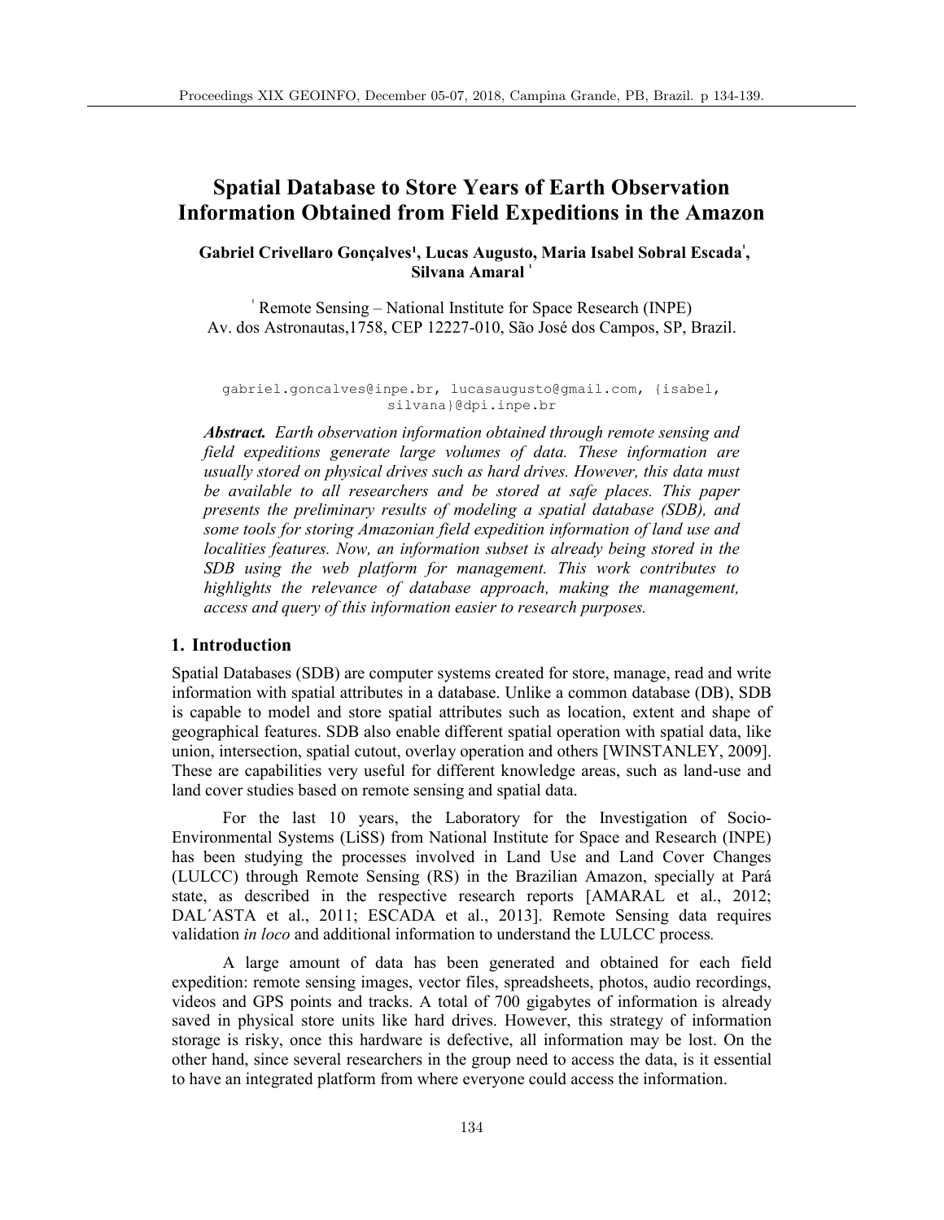# Spatial Database to Store Years of Earth Observation Information Obtained from Field Expeditions in the Amazon

**Gabriel Crivellaro Gonçalves[1], Lucas Augusto, Maria Isabel Sobral Escada[1], Silvana Amaral [1]**

[1] Remote Sensing – National Institute for Space Research (INPE)
Av. dos Astronautas,1758, CEP 12227-010, São José dos Campos, SP, Brazil.

gabriel.goncalves@inpe.br, lucasaugusto@gmail.com, {isabel, silvana}@dpi.inpe.br

***Abstract.*** *Earth observation information obtained through remote sensing and field expeditions generate large volumes of data. These information are usually stored on physical drives such as hard drives. However, this data must be available to all researchers and be stored at safe places. This paper presents the preliminary results of modeling a spatial database (SDB), and some tools for storing Amazonian field expedition information of land use and localities features. Now, an information subset is already being stored in the SDB using the web platform for management. This work contributes to highlights the relevance of database approach, making the management, access and query of this information easier to research purposes.*

## 1. Introduction

Spatial Databases (SDB) are computer systems created for store, manage, read and write information with spatial attributes in a database. Unlike a common database (DB), SDB is capable to model and store spatial attributes such as location, extent and shape of geographical features. SDB also enable different spatial operation with spatial data, like union, intersection, spatial cutout, overlay operation and others [WINSTANLEY, 2009]. These are capabilities very useful for different knowledge areas, such as land-use and land cover studies based on remote sensing and spatial data.

For the last 10 years, the Laboratory for the Investigation of Socio-Environmental Systems (LiSS) from National Institute for Space and Research (INPE) has been studying the processes involved in Land Use and Land Cover Changes (LULCC) through Remote Sensing (RS) in the Brazilian Amazon, specially at Pará state, as described in the respective research reports [AMARAL et al., 2012; DAL´ASTA et al., 2011; ESCADA et al., 2013]. Remote Sensing data requires validation *in loco* and additional information to understand the LULCC process.

A large amount of data has been generated and obtained for each field expedition: remote sensing images, vector files, spreadsheets, photos, audio recordings, videos and GPS points and tracks. A total of 700 gigabytes of information is already saved in physical store units like hard drives. However, this strategy of information storage is risky, once this hardware is defective, all information may be lost. On the other hand, since several researchers in the group need to access the data, is it essential to have an integrated platform from where everyone could access the information.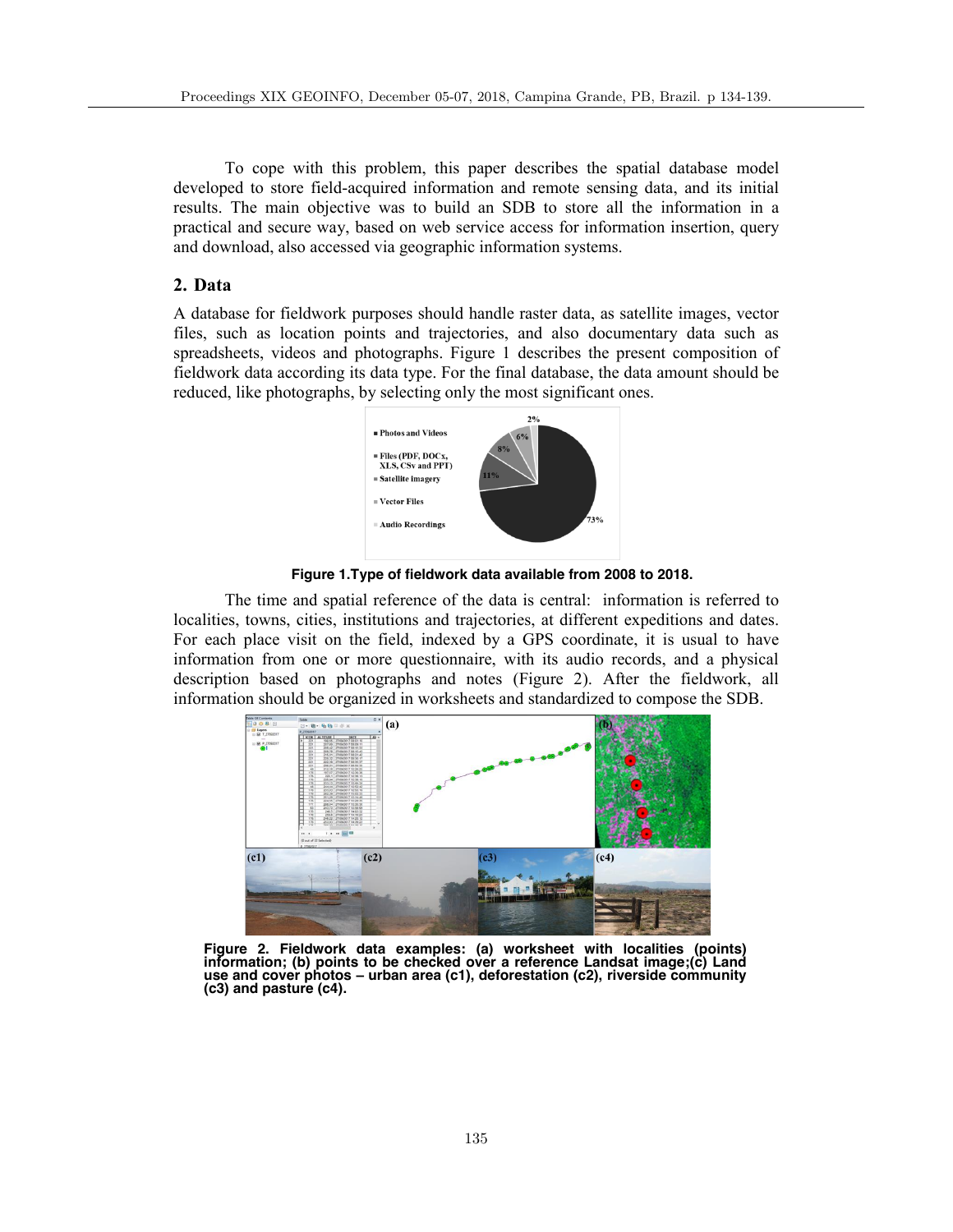To cope with this problem, this paper describes the spatial database model developed to store field-acquired information and remote sensing data, and its initial results. The main objective was to build an SDB to store all the information in a practical and secure way, based on web service access for information insertion, query and download, also accessed via geographic information systems.

## 2. Data

A database for fieldwork purposes should handle raster data, as satellite images, vector files, such as location points and trajectories, and also documentary data such as spreadsheets, videos and photographs. Figure 1 describes the present composition of fieldwork data according its data type. For the final database, the data amount should be reduced, like photographs, by selecting only the most significant ones.

**Figure 1.Type of fieldwork data available from 2008 to 2018.**

The time and spatial reference of the data is central: information is referred to localities, towns, cities, institutions and trajectories, at different expeditions and dates. For each place visit on the field, indexed by a GPS coordinate, it is usual to have information from one or more questionnaire, with its audio records, and a physical description based on photographs and notes (Figure 2). After the fieldwork, all information should be organized in worksheets and standardized to compose the SDB.

**Figure 2. Fieldwork data examples: (a) worksheet with localities (points) information; (b) points to be checked over a reference Landsat image;(c) Land use and cover photos – urban area (c1), deforestation (c2), riverside community (c3) and pasture (c4).**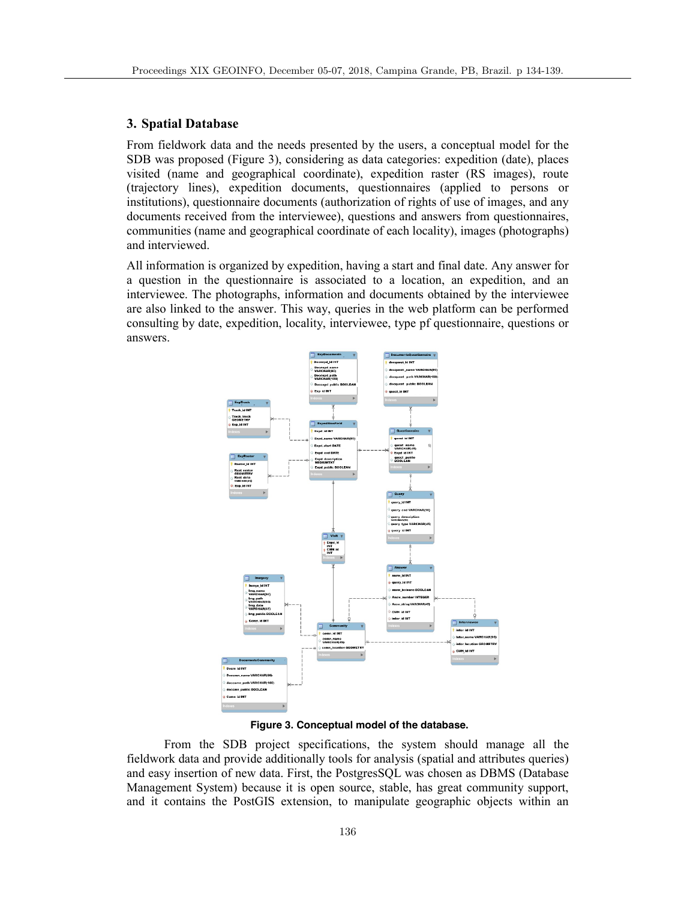## 3. Spatial Database

From fieldwork data and the needs presented by the users, a conceptual model for the SDB was proposed (Figure 3), considering as data categories: expedition (date), places visited (name and geographical coordinate), expedition raster (RS images), route (trajectory lines), expedition documents, questionnaires (applied to persons or institutions), questionnaire documents (authorization of rights of use of images, and any documents received from the interviewee), questions and answers from questionnaires, communities (name and geographical coordinate of each locality), images (photographs) and interviewed.

All information is organized by expedition, having a start and final date. Any answer for a question in the questionnaire is associated to a location, an expedition, and an interviewee. The photographs, information and documents obtained by the interviewee are also linked to the answer. This way, queries in the web platform can be performed consulting by date, expedition, locality, interviewee, type pf questionnaire, questions or answers.

**Figure 3. Conceptual model of the database.**

From the SDB project specifications, the system should manage all the fieldwork data and provide additionally tools for analysis (spatial and attributes queries) and easy insertion of new data. First, the PostgresSQL was chosen as DBMS (Database Management System) because it is open source, stable, has great community support, and it contains the PostGIS extension, to manipulate geographic objects within an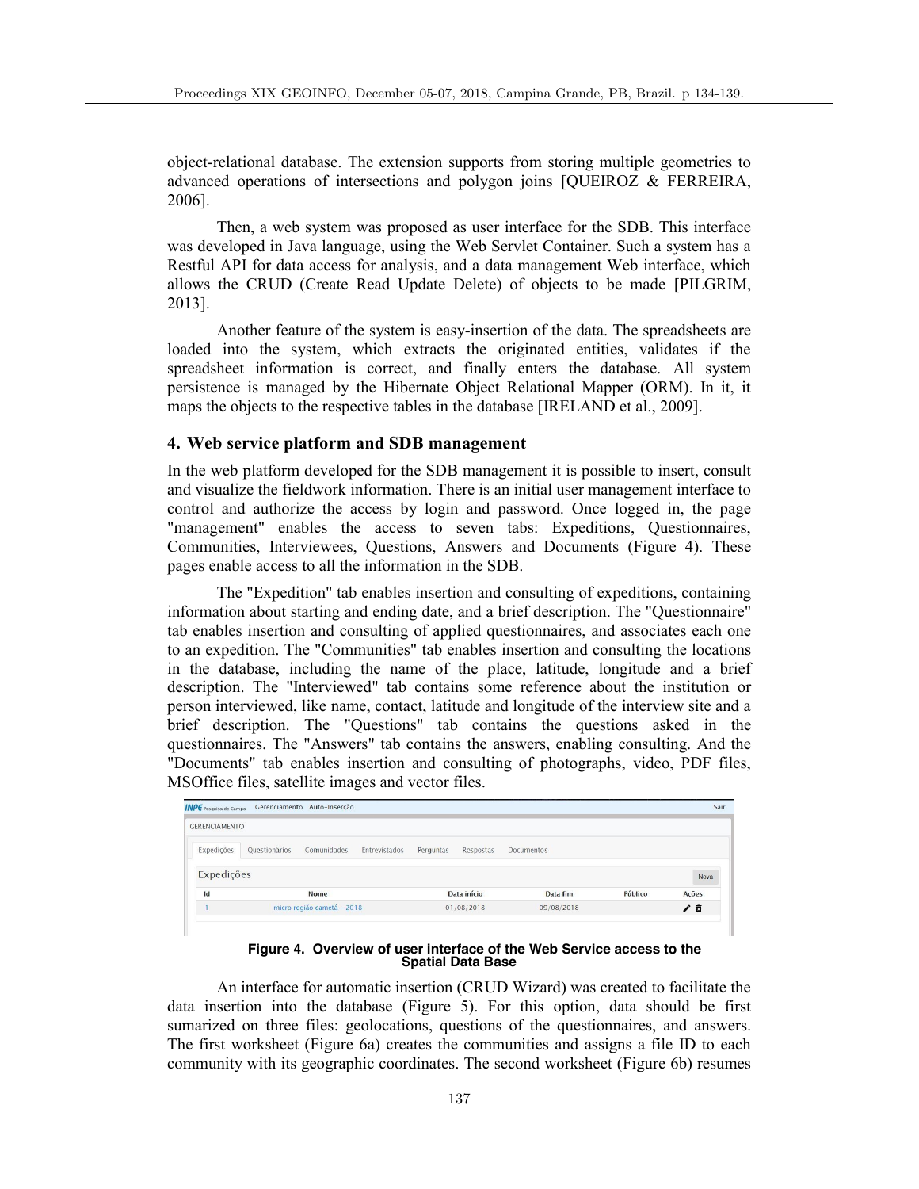object-relational database. The extension supports from storing multiple geometries to advanced operations of intersections and polygon joins [QUEIROZ & FERREIRA, 2006].

Then, a web system was proposed as user interface for the SDB. This interface was developed in Java language, using the Web Servlet Container. Such a system has a Restful API for data access for analysis, and a data management Web interface, which allows the CRUD (Create Read Update Delete) of objects to be made [PILGRIM, 2013].

Another feature of the system is easy-insertion of the data. The spreadsheets are loaded into the system, which extracts the originated entities, validates if the spreadsheet information is correct, and finally enters the database. All system persistence is managed by the Hibernate Object Relational Mapper (ORM). In it, it maps the objects to the respective tables in the database [IRELAND et al., 2009].

## 4. Web service platform and SDB management

In the web platform developed for the SDB management it is possible to insert, consult and visualize the fieldwork information. There is an initial user management interface to control and authorize the access by login and password. Once logged in, the page "management" enables the access to seven tabs: Expeditions, Questionnaires, Communities, Interviewees, Questions, Answers and Documents (Figure 4). These pages enable access to all the information in the SDB.

The "Expedition" tab enables insertion and consulting of expeditions, containing information about starting and ending date, and a brief description. The "Questionnaire" tab enables insertion and consulting of applied questionnaires, and associates each one to an expedition. The "Communities" tab enables insertion and consulting the locations in the database, including the name of the place, latitude, longitude and a brief description. The "Interviewed" tab contains some reference about the institution or person interviewed, like name, contact, latitude and longitude of the interview site and a brief description. The "Questions" tab contains the questions asked in the questionnaires. The "Answers" tab contains the answers, enabling consulting. And the "Documents" tab enables insertion and consulting of photographs, video, PDF files, MSOffice files, satellite images and vector files.

**Figure 4. Overview of user interface of the Web Service access to the Spatial Data Base**

An interface for automatic insertion (CRUD Wizard) was created to facilitate the data insertion into the database (Figure 5). For this option, data should be first sumarized on three files: geolocations, questions of the questionnaires, and answers. The first worksheet (Figure 6a) creates the communities and assigns a file ID to each community with its geographic coordinates. The second worksheet (Figure 6b) resumes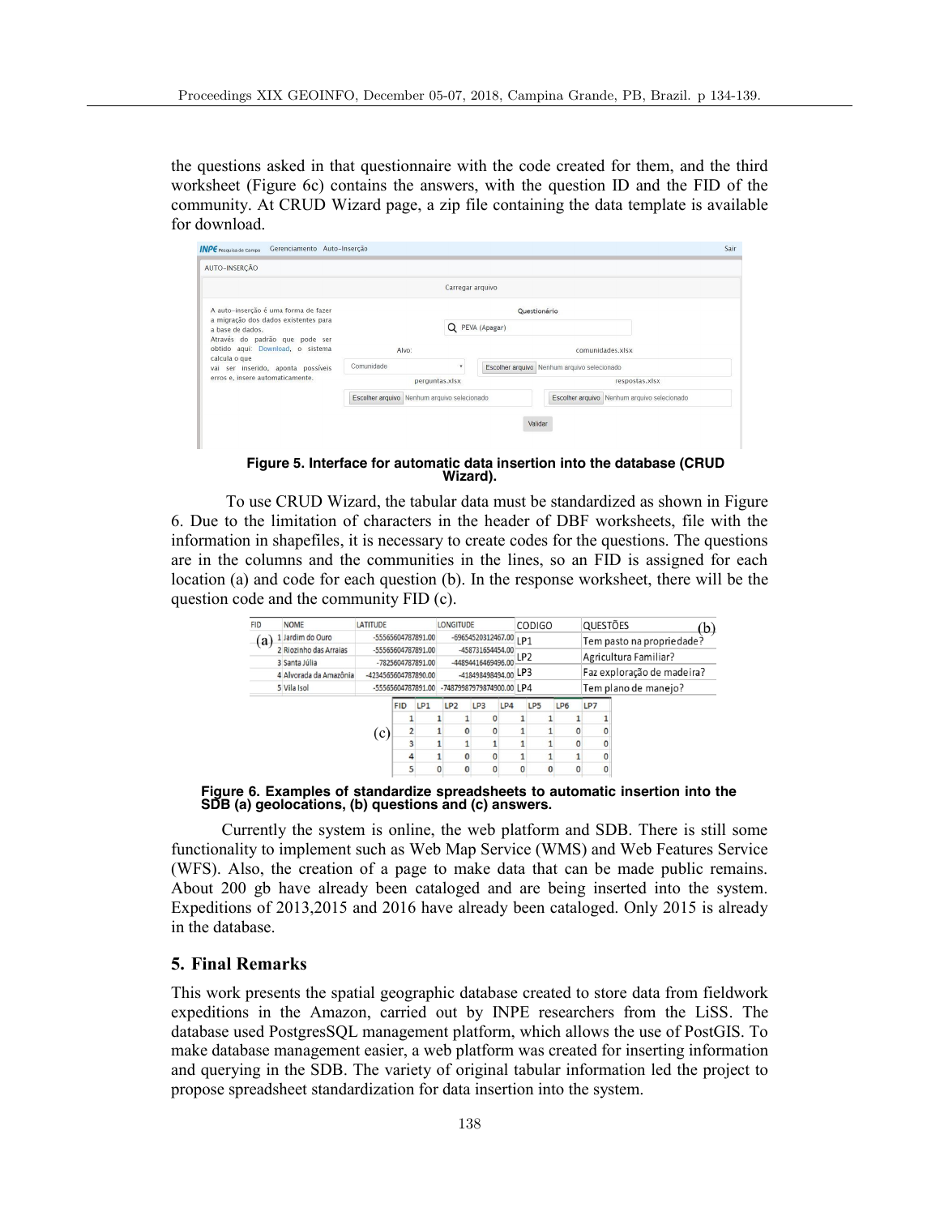the questions asked in that questionnaire with the code created for them, and the third worksheet (Figure 6c) contains the answers, with the question ID and the FID of the community. At CRUD Wizard page, a zip file containing the data template is available for download.

**Figure 5. Interface for automatic data insertion into the database (CRUD Wizard).**

To use CRUD Wizard, the tabular data must be standardized as shown in Figure 6. Due to the limitation of characters in the header of DBF worksheets, file with the information in shapefiles, it is necessary to create codes for the questions. The questions are in the columns and the communities in the lines, so an FID is assigned for each location (a) and code for each question (b). In the response worksheet, there will be the question code and the community FID (c).

(a)

| FID | NOME | LATITUDE | LONGITUDE |
|---|---|---|---|
| 1 | Jardim do Ouro | -55565604787891.00 | -69654520312467.00 |
| 2 | Riozinho das Arraias | -55565604787891.00 | -458731654454.00 |
| 3 | Santa Júlia | -7825604787891.00 | -44894416469496.00 |
| 4 | Alvorada da Amazônia | -4234565604787890.00 | -418498498494.00 |
| 5 | Vila Isol | -55565604787891.00 | -7487998797987490​0.00 |

(b)

| CODIGO | QUESTÕES |
|---|---|
| LP1 | Tem pasto na propriedade? |
| LP2 | Agricultura Familiar? |
| LP3 | Faz exploração de madeira? |
| LP4 | Tem plano de manejo? |

(c)

| FID | LP1 | LP2 | LP3 | LP4 | LP5 | LP6 | LP7 |
|---|---|---|---|---|---|---|---|
| 1 | 1 | 1 | 0 | 1 | 1 | 1 | 1 |
| 2 | 1 | 0 | 0 | 1 | 1 | 0 | 0 |
| 3 | 1 | 1 | 1 | 1 | 1 | 0 | 0 |
| 4 | 1 | 0 | 0 | 1 | 1 | 1 | 0 |
| 5 | 0 | 0 | 0 | 0 | 0 | 0 | 0 |

**Figure 6. Examples of standardize spreadsheets to automatic insertion into the SDB (a) geolocations, (b) questions and (c) answers.**

Currently the system is online, the web platform and SDB. There is still some functionality to implement such as Web Map Service (WMS) and Web Features Service (WFS). Also, the creation of a page to make data that can be made public remains. About 200 gb have already been cataloged and are being inserted into the system. Expeditions of 2013,2015 and 2016 have already been cataloged. Only 2015 is already in the database.

## 5. Final Remarks

This work presents the spatial geographic database created to store data from fieldwork expeditions in the Amazon, carried out by INPE researchers from the LiSS. The database used PostgresSQL management platform, which allows the use of PostGIS. To make database management easier, a web platform was created for inserting information and querying in the SDB. The variety of original tabular information led the project to propose spreadsheet standardization for data insertion into the system.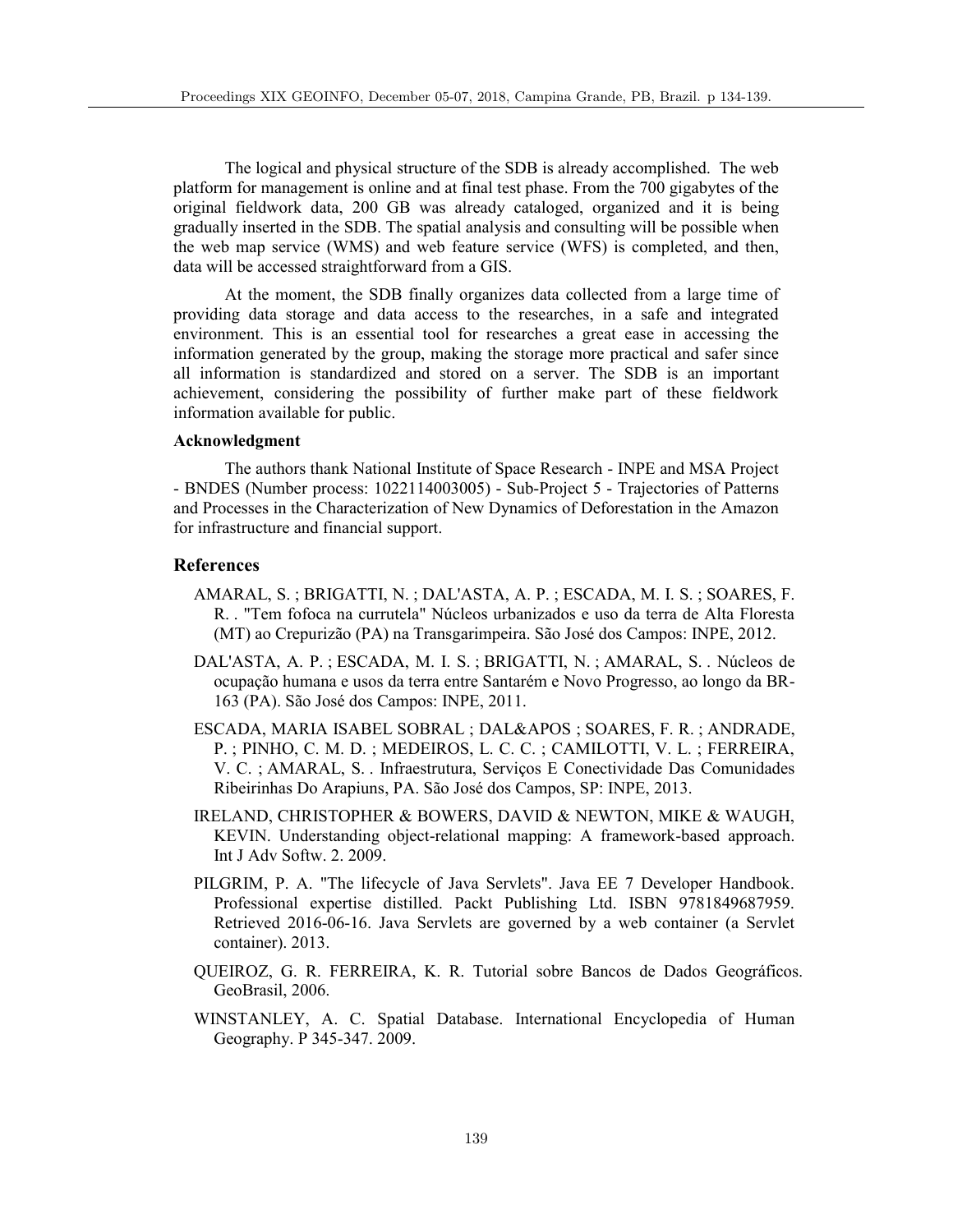The logical and physical structure of the SDB is already accomplished. The web platform for management is online and at final test phase. From the 700 gigabytes of the original fieldwork data, 200 GB was already cataloged, organized and it is being gradually inserted in the SDB. The spatial analysis and consulting will be possible when the web map service (WMS) and web feature service (WFS) is completed, and then, data will be accessed straightforward from a GIS.

At the moment, the SDB finally organizes data collected from a large time of providing data storage and data access to the researches, in a safe and integrated environment. This is an essential tool for researches a great ease in accessing the information generated by the group, making the storage more practical and safer since all information is standardized and stored on a server. The SDB is an important achievement, considering the possibility of further make part of these fieldwork information available for public.

**Acknowledgment**

The authors thank National Institute of Space Research - INPE and MSA Project - BNDES (Number process: 1022114003005) - Sub-Project 5 - Trajectories of Patterns and Processes in the Characterization of New Dynamics of Deforestation in the Amazon for infrastructure and financial support.

## References

AMARAL, S. ; BRIGATTI, N. ; DAL'ASTA, A. P. ; ESCADA, M. I. S. ; SOARES, F. R. . "Tem fofoca na currutela" Núcleos urbanizados e uso da terra de Alta Floresta (MT) ao Crepurizão (PA) na Transgarimpeira. São José dos Campos: INPE, 2012.

DAL'ASTA, A. P. ; ESCADA, M. I. S. ; BRIGATTI, N. ; AMARAL, S. . Núcleos de ocupação humana e usos da terra entre Santarém e Novo Progresso, ao longo da BR-163 (PA). São José dos Campos: INPE, 2011.

ESCADA, MARIA ISABEL SOBRAL ; DAL&APOS ; SOARES, F. R. ; ANDRADE, P. ; PINHO, C. M. D. ; MEDEIROS, L. C. C. ; CAMILOTTI, V. L. ; FERREIRA, V. C. ; AMARAL, S. . Infraestrutura, Serviços E Conectividade Das Comunidades Ribeirinhas Do Arapiuns, PA. São José dos Campos, SP: INPE, 2013.

IRELAND, CHRISTOPHER & BOWERS, DAVID & NEWTON, MIKE & WAUGH, KEVIN. Understanding object-relational mapping: A framework-based approach. Int J Adv Softw. 2. 2009.

PILGRIM, P. A. "The lifecycle of Java Servlets". Java EE 7 Developer Handbook. Professional expertise distilled. Packt Publishing Ltd. ISBN 9781849687959. Retrieved 2016-06-16. Java Servlets are governed by a web container (a Servlet container). 2013.

QUEIROZ, G. R. FERREIRA, K. R. Tutorial sobre Bancos de Dados Geográficos. GeoBrasil, 2006.

WINSTANLEY, A. C. Spatial Database. International Encyclopedia of Human Geography. P 345-347. 2009.